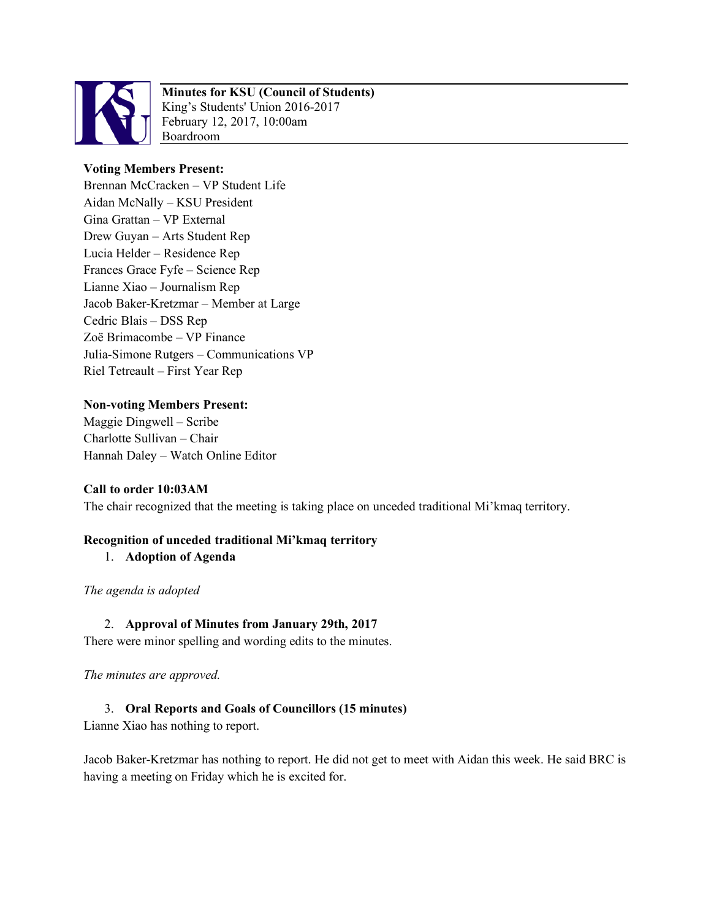**Minutes for KSU (Council of Students)**
King's Students' Union 2016-2017
February 12, 2017, 10:00am
Boardroom

**Voting Members Present:**
Brennan McCracken – VP Student Life
Aidan McNally – KSU President
Gina Grattan – VP External
Drew Guyan – Arts Student Rep
Lucia Helder – Residence Rep
Frances Grace Fyfe – Science Rep
Lianne Xiao – Journalism Rep
Jacob Baker-Kretzmar – Member at Large
Cedric Blais – DSS Rep
Zoë Brimacombe – VP Finance
Julia-Simone Rutgers – Communications VP
Riel Tetreault – First Year Rep

**Non-voting Members Present:**
Maggie Dingwell – Scribe
Charlotte Sullivan – Chair
Hannah Daley – Watch Online Editor

**Call to order 10:03AM**
The chair recognized that the meeting is taking place on unceded traditional Mi'kmaq territory.

**Recognition of unceded traditional Mi'kmaq territory**

1. **Adoption of Agenda**

*The agenda is adopted*

2. **Approval of Minutes from January 29th, 2017**

There were minor spelling and wording edits to the minutes.

*The minutes are approved.*

3. **Oral Reports and Goals of Councillors (15 minutes)**

Lianne Xiao has nothing to report.

Jacob Baker-Kretzmar has nothing to report. He did not get to meet with Aidan this week. He said BRC is having a meeting on Friday which he is excited for.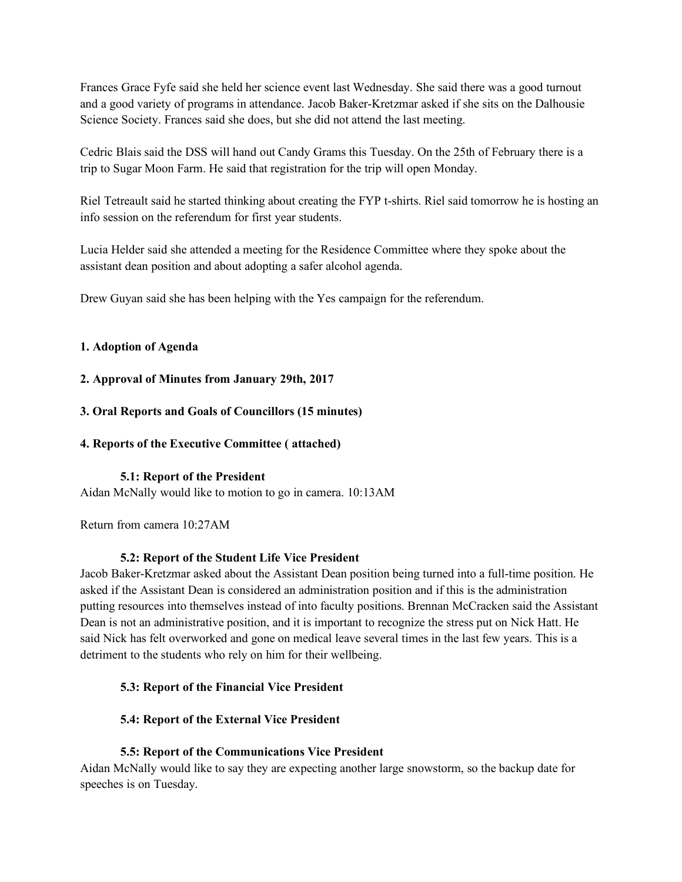Frances Grace Fyfe said she held her science event last Wednesday. She said there was a good turnout and a good variety of programs in attendance. Jacob Baker-Kretzmar asked if she sits on the Dalhousie Science Society. Frances said she does, but she did not attend the last meeting.

Cedric Blais said the DSS will hand out Candy Grams this Tuesday. On the 25th of February there is a trip to Sugar Moon Farm. He said that registration for the trip will open Monday.

Riel Tetreault said he started thinking about creating the FYP t-shirts. Riel said tomorrow he is hosting an info session on the referendum for first year students.

Lucia Helder said she attended a meeting for the Residence Committee where they spoke about the assistant dean position and about adopting a safer alcohol agenda.

Drew Guyan said she has been helping with the Yes campaign for the referendum.

**1. Adoption of Agenda**

**2. Approval of Minutes from January 29th, 2017**

**3. Oral Reports and Goals of Councillors (15 minutes)**

**4. Reports of the Executive Committee ( attached)**

**5.1: Report of the President**

Aidan McNally would like to motion to go in camera. 10:13AM

Return from camera 10:27AM

**5.2: Report of the Student Life Vice President**

Jacob Baker-Kretzmar asked about the Assistant Dean position being turned into a full-time position. He asked if the Assistant Dean is considered an administration position and if this is the administration putting resources into themselves instead of into faculty positions. Brennan McCracken said the Assistant Dean is not an administrative position, and it is important to recognize the stress put on Nick Hatt. He said Nick has felt overworked and gone on medical leave several times in the last few years. This is a detriment to the students who rely on him for their wellbeing.

**5.3: Report of the Financial Vice President**

**5.4: Report of the External Vice President**

**5.5: Report of the Communications Vice President**

Aidan McNally would like to say they are expecting another large snowstorm, so the backup date for speeches is on Tuesday.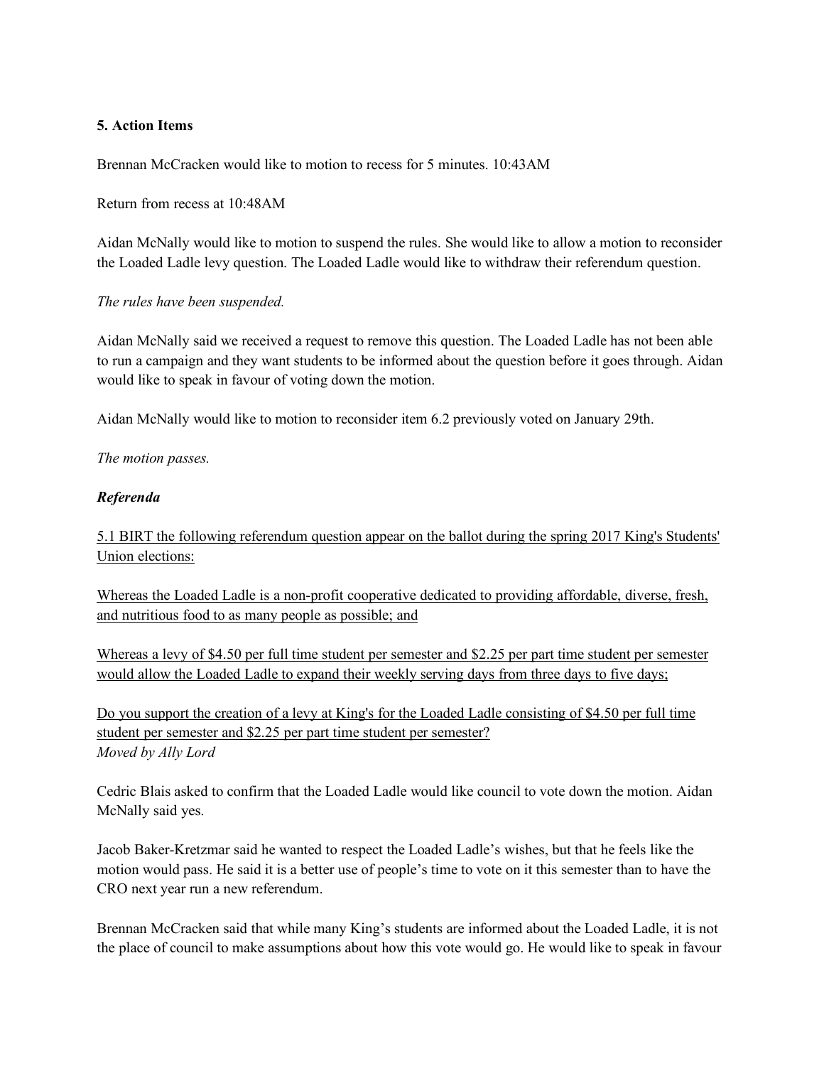**5. Action Items**

Brennan McCracken would like to motion to recess for 5 minutes. 10:43AM

Return from recess at 10:48AM

Aidan McNally would like to motion to suspend the rules. She would like to allow a motion to reconsider the Loaded Ladle levy question. The Loaded Ladle would like to withdraw their referendum question.

*The rules have been suspended.*

Aidan McNally said we received a request to remove this question. The Loaded Ladle has not been able to run a campaign and they want students to be informed about the question before it goes through. Aidan would like to speak in favour of voting down the motion.

Aidan McNally would like to motion to reconsider item 6.2 previously voted on January 29th.

*The motion passes.*

***Referenda***

<u>5.1 BIRT the following referendum question appear on the ballot during the spring 2017 King's Students' Union elections:</u>

<u>Whereas the Loaded Ladle is a non-profit cooperative dedicated to providing affordable, diverse, fresh, and nutritious food to as many people as possible; and</u>

<u>Whereas a levy of $4.50 per full time student per semester and $2.25 per part time student per semester would allow the Loaded Ladle to expand their weekly serving days from three days to five days;</u>

<u>Do you support the creation of a levy at King's for the Loaded Ladle consisting of $4.50 per full time student per semester and $2.25 per part time student per semester?</u>
*Moved by Ally Lord*

Cedric Blais asked to confirm that the Loaded Ladle would like council to vote down the motion. Aidan McNally said yes.

Jacob Baker-Kretzmar said he wanted to respect the Loaded Ladle's wishes, but that he feels like the motion would pass. He said it is a better use of people's time to vote on it this semester than to have the CRO next year run a new referendum.

Brennan McCracken said that while many King's students are informed about the Loaded Ladle, it is not the place of council to make assumptions about how this vote would go. He would like to speak in favour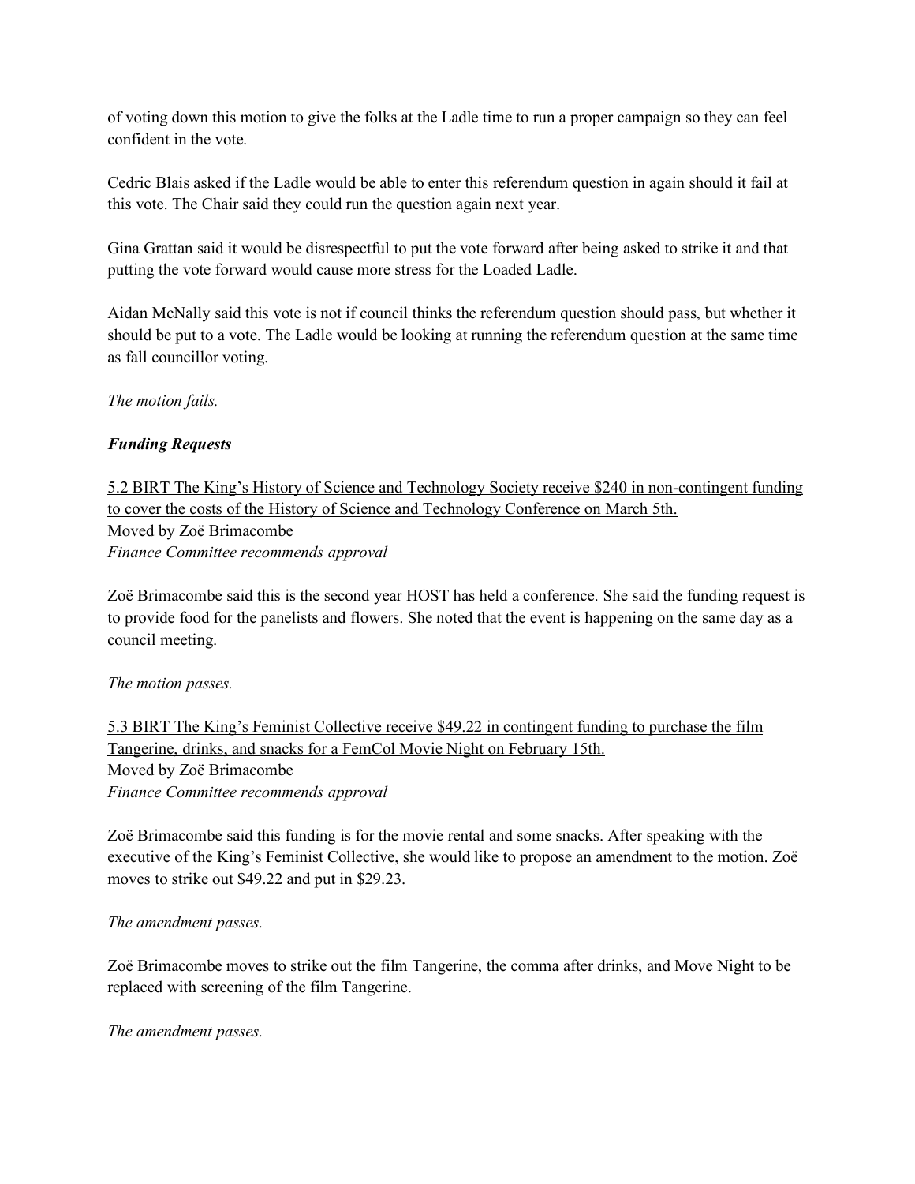of voting down this motion to give the folks at the Ladle time to run a proper campaign so they can feel confident in the vote.

Cedric Blais asked if the Ladle would be able to enter this referendum question in again should it fail at this vote. The Chair said they could run the question again next year.

Gina Grattan said it would be disrespectful to put the vote forward after being asked to strike it and that putting the vote forward would cause more stress for the Loaded Ladle.

Aidan McNally said this vote is not if council thinks the referendum question should pass, but whether it should be put to a vote. The Ladle would be looking at running the referendum question at the same time as fall councillor voting.

*The motion fails.*

***Funding Requests***

<u>5.2 BIRT The King's History of Science and Technology Society receive $240 in non-contingent funding to cover the costs of the History of Science and Technology Conference on March 5th.</u>
Moved by Zoë Brimacombe
*Finance Committee recommends approval*

Zoë Brimacombe said this is the second year HOST has held a conference. She said the funding request is to provide food for the panelists and flowers. She noted that the event is happening on the same day as a council meeting.

*The motion passes.*

<u>5.3 BIRT The King's Feminist Collective receive $49.22 in contingent funding to purchase the film Tangerine, drinks, and snacks for a FemCol Movie Night on February 15th.</u>
Moved by Zoë Brimacombe
*Finance Committee recommends approval*

Zoë Brimacombe said this funding is for the movie rental and some snacks. After speaking with the executive of the King's Feminist Collective, she would like to propose an amendment to the motion. Zoë moves to strike out $49.22 and put in $29.23.

*The amendment passes.*

Zoë Brimacombe moves to strike out the film Tangerine, the comma after drinks, and Move Night to be replaced with screening of the film Tangerine.

*The amendment passes.*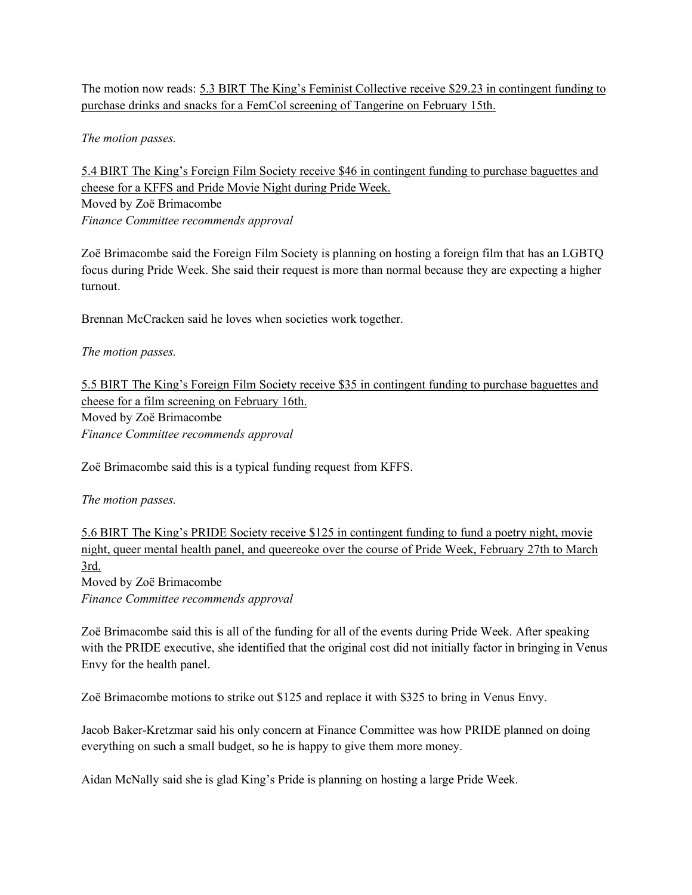The motion now reads: <u>5.3 BIRT The King's Feminist Collective receive $29.23 in contingent funding to purchase drinks and snacks for a FemCol screening of Tangerine on February 15th.</u>

*The motion passes.*

<u>5.4 BIRT The King's Foreign Film Society receive $46 in contingent funding to purchase baguettes and cheese for a KFFS and Pride Movie Night during Pride Week.</u>
Moved by Zoë Brimacombe
*Finance Committee recommends approval*

Zoë Brimacombe said the Foreign Film Society is planning on hosting a foreign film that has an LGBTQ focus during Pride Week. She said their request is more than normal because they are expecting a higher turnout.

Brennan McCracken said he loves when societies work together.

*The motion passes.*

<u>5.5 BIRT The King's Foreign Film Society receive $35 in contingent funding to purchase baguettes and cheese for a film screening on February 16th.</u>
Moved by Zoë Brimacombe
*Finance Committee recommends approval*

Zoë Brimacombe said this is a typical funding request from KFFS.

*The motion passes.*

<u>5.6 BIRT The King's PRIDE Society receive $125 in contingent funding to fund a poetry night, movie night, queer mental health panel, and queereoke over the course of Pride Week, February 27th to March 3rd.</u>
Moved by Zoë Brimacombe
*Finance Committee recommends approval*

Zoë Brimacombe said this is all of the funding for all of the events during Pride Week. After speaking with the PRIDE executive, she identified that the original cost did not initially factor in bringing in Venus Envy for the health panel.

Zoë Brimacombe motions to strike out $125 and replace it with $325 to bring in Venus Envy.

Jacob Baker-Kretzmar said his only concern at Finance Committee was how PRIDE planned on doing everything on such a small budget, so he is happy to give them more money.

Aidan McNally said she is glad King's Pride is planning on hosting a large Pride Week.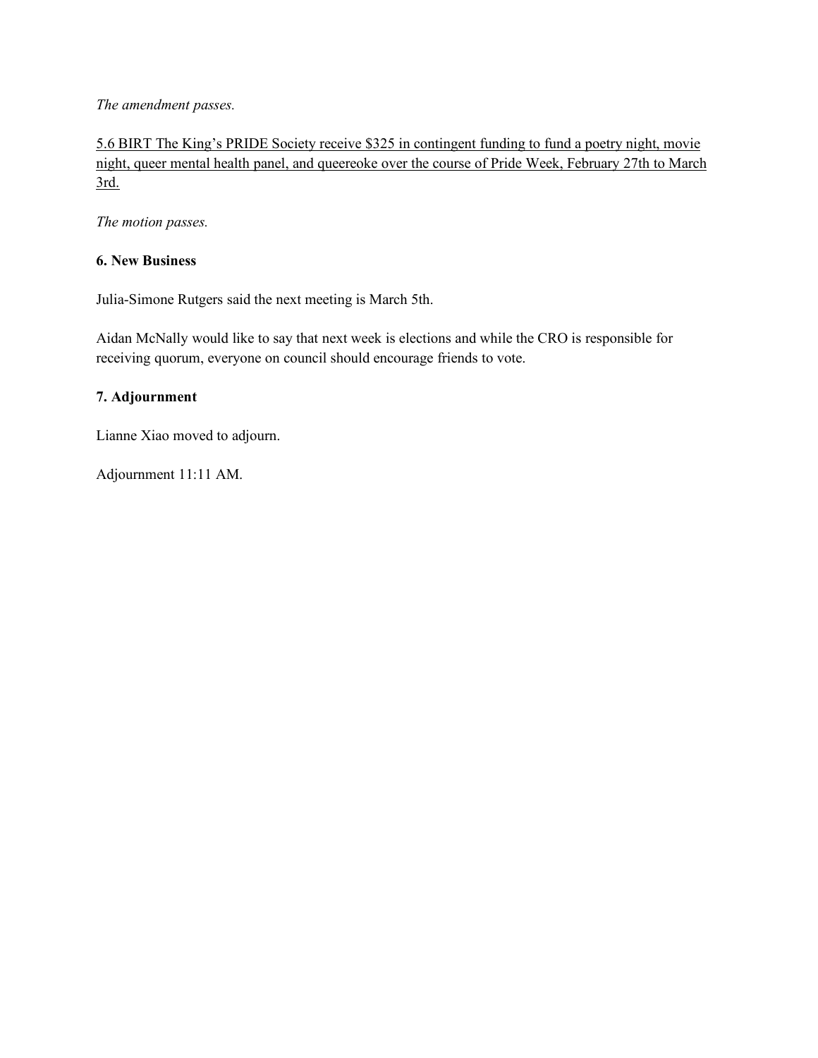*The amendment passes.*

<u>5.6 BIRT The King's PRIDE Society receive $325 in contingent funding to fund a poetry night, movie night, queer mental health panel, and queereoke over the course of Pride Week, February 27th to March 3rd.</u>

*The motion passes.*

**6. New Business**

Julia-Simone Rutgers said the next meeting is March 5th.

Aidan McNally would like to say that next week is elections and while the CRO is responsible for receiving quorum, everyone on council should encourage friends to vote.

**7. Adjournment**

Lianne Xiao moved to adjourn.

Adjournment 11:11 AM.